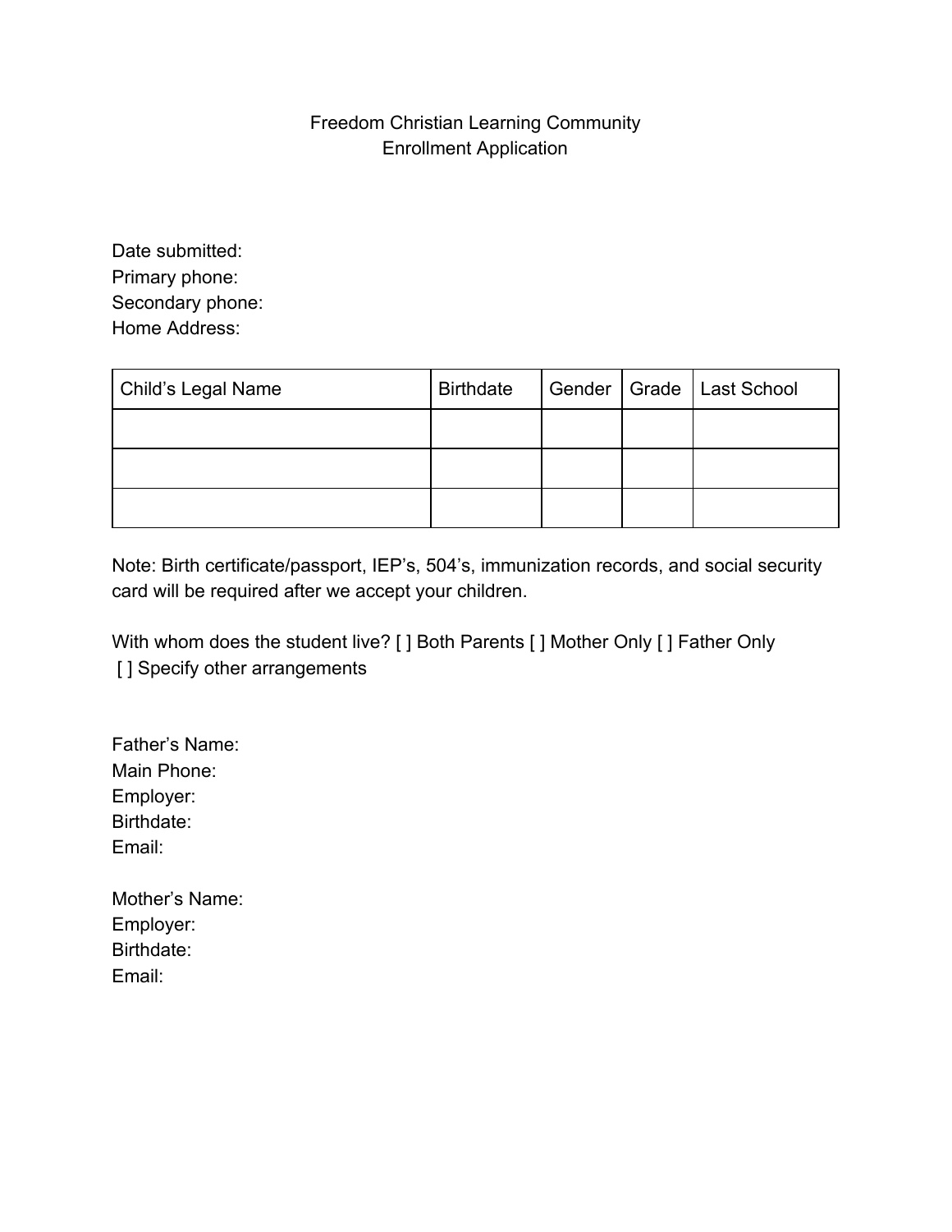# Freedom Christian Learning Community
## Enrollment Application

Date submitted:
Primary phone:
Secondary phone:
Home Address:

| Child's Legal Name | Birthdate | Gender | Grade | Last School |
|---|---|---|---|---|
| | | | | |
| | | | | |
| | | | | |

Note: Birth certificate/passport, IEP's, 504's, immunization records, and social security card will be required after we accept your children.

With whom does the student live? [ ] Both Parents [ ] Mother Only [ ] Father Only
[ ] Specify other arrangements

Father's Name:
Main Phone:
Employer:
Birthdate:
Email:

Mother's Name:
Employer:
Birthdate:
Email: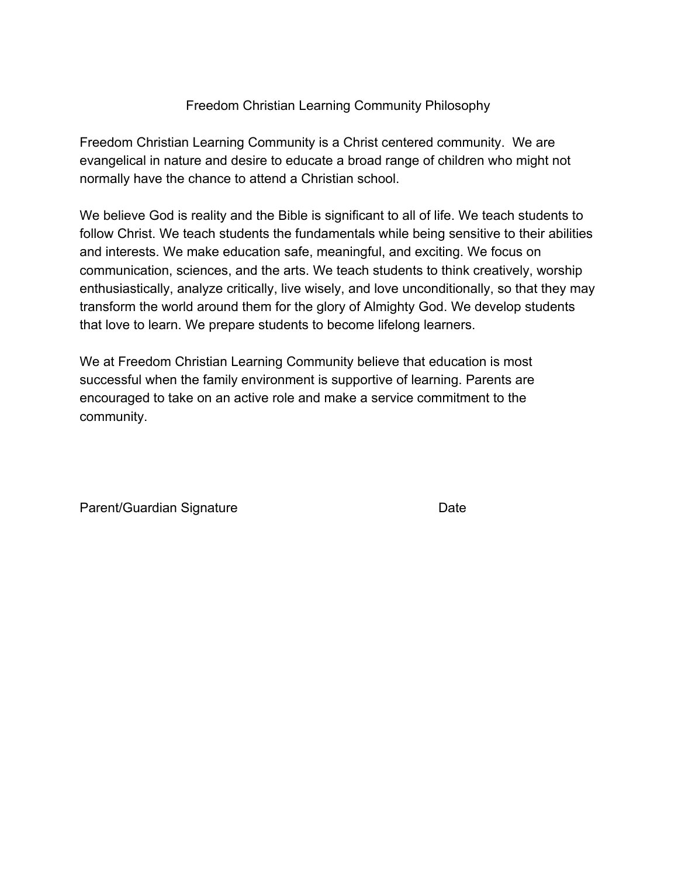# Freedom Christian Learning Community Philosophy

Freedom Christian Learning Community is a Christ centered community. We are evangelical in nature and desire to educate a broad range of children who might not normally have the chance to attend a Christian school.

We believe God is reality and the Bible is significant to all of life. We teach students to follow Christ. We teach students the fundamentals while being sensitive to their abilities and interests. We make education safe, meaningful, and exciting. We focus on communication, sciences, and the arts. We teach students to think creatively, worship enthusiastically, analyze critically, live wisely, and love unconditionally, so that they may transform the world around them for the glory of Almighty God. We develop students that love to learn. We prepare students to become lifelong learners.

We at Freedom Christian Learning Community believe that education is most successful when the family environment is supportive of learning. Parents are encouraged to take on an active role and make a service commitment to the community.

Parent/Guardian Signature　　　　　　　　　　　　　　Date